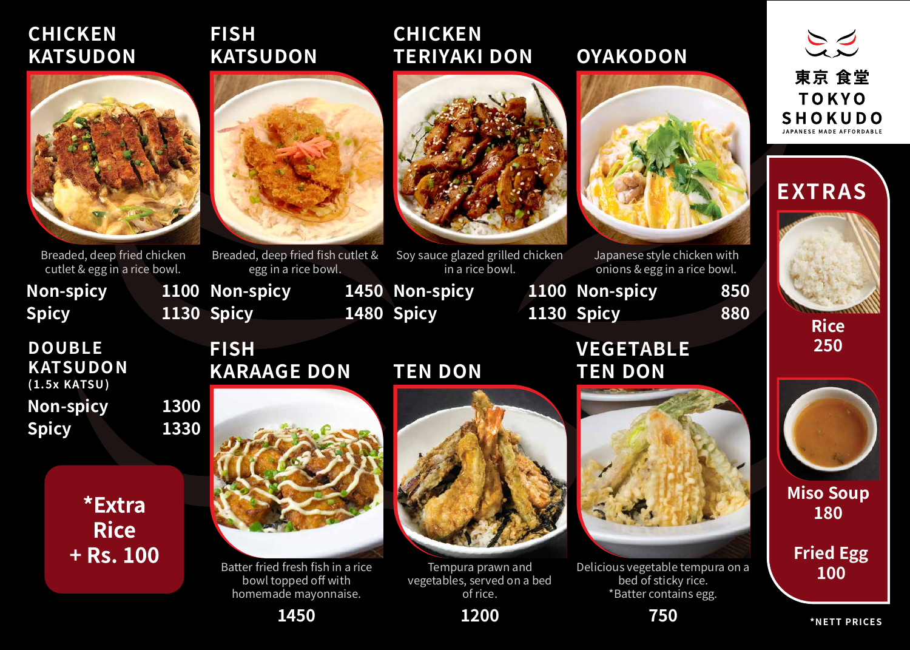# 東京 食堂 TOKYO SHOKUDO

JAPANESE MADE AFFORDABLE

## CHICKEN KATSUDON

Breaded, deep fried chicken cutlet & egg in a rice bowl.

| | |
|---|---|
| Non-spicy | 1100 |
| Spicy | 1130 |

## FISH KATSUDON

Breaded, deep fried fish cutlet & egg in a rice bowl.

| | |
|---|---|
| Non-spicy | 1450 |
| Spicy | 1480 |

## CHICKEN TERIYAKI DON

Soy sauce glazed grilled chicken in a rice bowl.

| | |
|---|---|
| Non-spicy | 1100 |
| Spicy | 1130 |

## OYAKODON

Japanese style chicken with onions & egg in a rice bowl.

| | |
|---|---|
| Non-spicy | 850 |
| Spicy | 880 |

## DOUBLE KATSUDON

(1.5x KATSU)

| | |
|---|---|
| Non-spicy | 1300 |
| Spicy | 1330 |

**\*Extra Rice + Rs. 100**

## FISH KARAAGE DON

Batter fried fresh fish in a rice bowl topped off with homemade mayonnaise.

**1450**

## TEN DON

Tempura prawn and vegetables, served on a bed of rice.

**1200**

## VEGETABLE TEN DON

Delicious vegetable tempura on a bed of sticky rice.
*Batter contains egg.

**750**

## EXTRAS

| | |
|---|---|
| Rice | 250 |
| Miso Soup | 180 |
| Fried Egg | 100 |

*NETT PRICES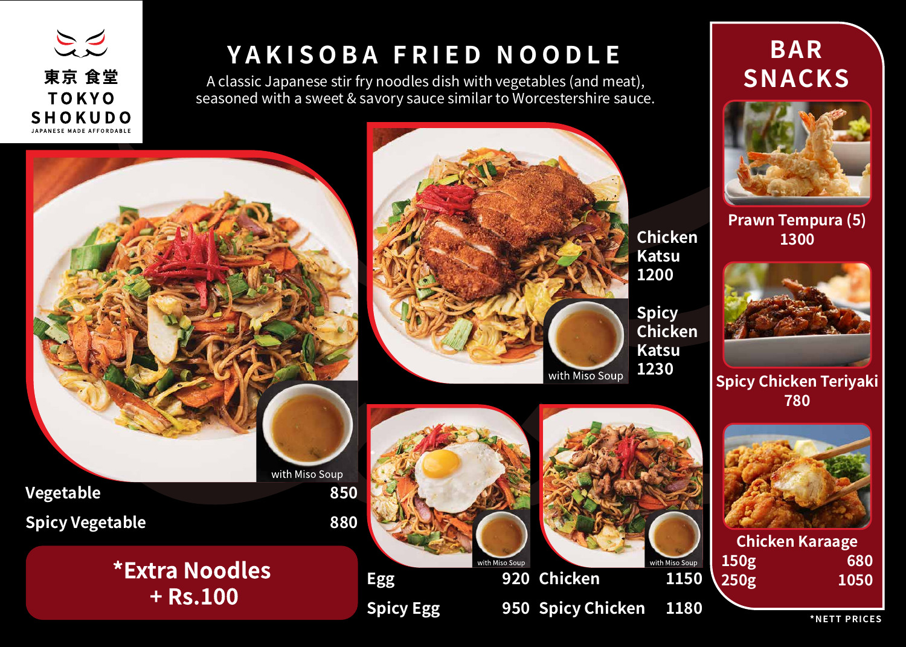東京 食堂
TOKYO SHOKUDO
JAPANESE MADE AFFORDABLE

# YAKISOBA FRIED NOODLE

A classic Japanese stir fry noodles dish with vegetables (and meat), seasoned with a sweet & savory sauce similar to Worcestershire sauce.

with Miso Soup

| | |
|---|---|
| Vegetable | 850 |
| Spicy Vegetable | 880 |

**\*Extra Noodles + Rs.100**

with Miso Soup

Chicken Katsu 1200

Spicy Chicken Katsu 1230

with Miso Soup

| | |
|---|---|
| Egg | 920 |
| Spicy Egg | 950 |

with Miso Soup

| | |
|---|---|
| Chicken | 1150 |
| Spicy Chicken | 1180 |

## BAR SNACKS

Prawn Tempura (5) 1300

Spicy Chicken Teriyaki 780

Chicken Karaage

| | |
|---|---|
| 150g | 680 |
| 250g | 1050 |

*NETT PRICES